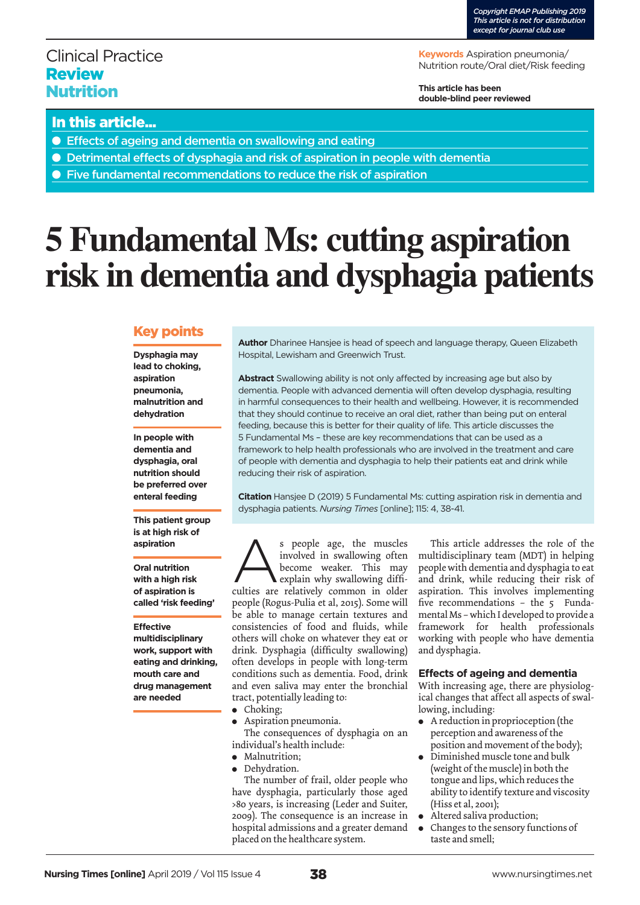Copyright EMAP Publishing 2019
This article is not for distribution except for journal club use

Clinical Practice
**Review**
**Nutrition**

**Keywords** Aspiration pneumonia/ Nutrition route/Oral diet/Risk feeding

**This article has been double-blind peer reviewed**

## In this article...

- Effects of ageing and dementia on swallowing and eating
- Detrimental effects of dysphagia and risk of aspiration in people with dementia
- Five fundamental recommendations to reduce the risk of aspiration

# 5 Fundamental Ms: cutting aspiration risk in dementia and dysphagia patients

## Key points

**Dysphagia may lead to choking, aspiration pneumonia, malnutrition and dehydration**

**In people with dementia and dysphagia, oral nutrition should be preferred over enteral feeding**

**This patient group is at high risk of aspiration**

**Oral nutrition with a high risk of aspiration is called 'risk feeding'**

**Effective multidisciplinary work, support with eating and drinking, mouth care and drug management are needed**

**Author** Dharinee Hansjee is head of speech and language therapy, Queen Elizabeth Hospital, Lewisham and Greenwich Trust.

**Abstract** Swallowing ability is not only affected by increasing age but also by dementia. People with advanced dementia will often develop dysphagia, resulting in harmful consequences to their health and wellbeing. However, it is recommended that they should continue to receive an oral diet, rather than being put on enteral feeding, because this is better for their quality of life. This article discusses the 5 Fundamental Ms – these are key recommendations that can be used as a framework to help health professionals who are involved in the treatment and care of people with dementia and dysphagia to help their patients eat and drink while reducing their risk of aspiration.

**Citation** Hansjee D (2019) 5 Fundamental Ms: cutting aspiration risk in dementia and dysphagia patients. *Nursing Times* [online]; 115: 4, 38-41.

As people age, the muscles involved in swallowing often become weaker. This may explain why swallowing difficulties are relatively common in older people (Rogus-Pulia et al, 2015). Some will be able to manage certain textures and consistencies of food and fluids, while others will choke on whatever they eat or drink. Dysphagia (difficulty swallowing) often develops in people with long-term conditions such as dementia. Food, drink and even saliva may enter the bronchial tract, potentially leading to:

- Choking;
- Aspiration pneumonia.

The consequences of dysphagia on an individual's health include:

- Malnutrition;
- Dehydration.

The number of frail, older people who have dysphagia, particularly those aged >80 years, is increasing (Leder and Suiter, 2009). The consequence is an increase in hospital admissions and a greater demand placed on the healthcare system.

This article addresses the role of the multidisciplinary team (MDT) in helping people with dementia and dysphagia to eat and drink, while reducing their risk of aspiration. This involves implementing five recommendations – the 5 Fundamental Ms – which I developed to provide a framework for health professionals working with people who have dementia and dysphagia.

### Effects of ageing and dementia

With increasing age, there are physiological changes that affect all aspects of swallowing, including:

- A reduction in proprioception (the perception and awareness of the position and movement of the body);
- Diminished muscle tone and bulk (weight of the muscle) in both the tongue and lips, which reduces the ability to identify texture and viscosity (Hiss et al, 2001);
- Altered saliva production;
- Changes to the sensory functions of taste and smell;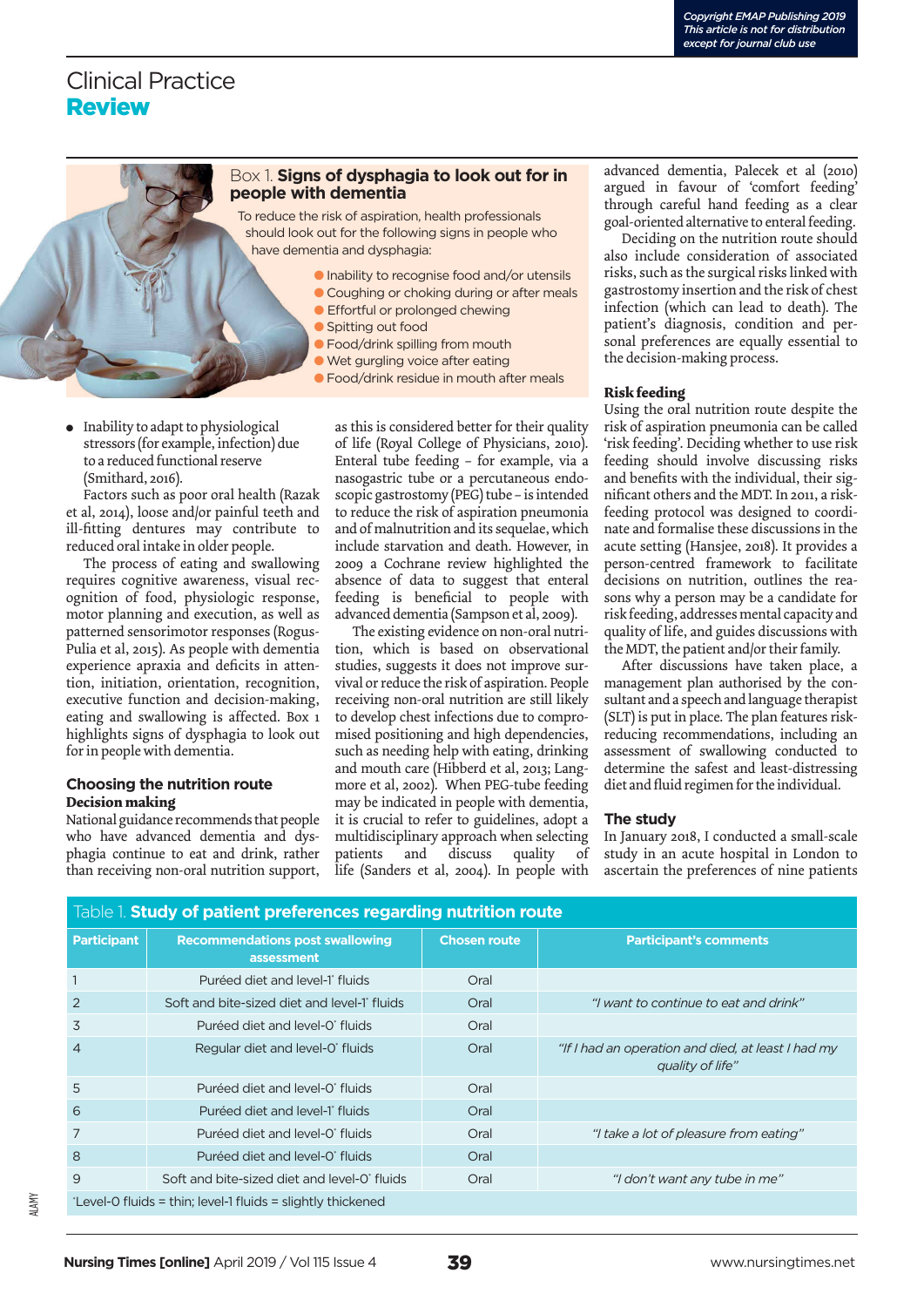Box 1. **Signs of dysphagia to look out for in people with dementia**

To reduce the risk of aspiration, health professionals should look out for the following signs in people who have dementia and dysphagia:

- Inability to recognise food and/or utensils
- Coughing or choking during or after meals
- Effortful or prolonged chewing
- Spitting out food
- Food/drink spilling from mouth
- Wet gurgling voice after eating
- Food/drink residue in mouth after meals

- Inability to adapt to physiological stressors (for example, infection) due to a reduced functional reserve (Smithard, 2016).

Factors such as poor oral health (Razak et al, 2014), loose and/or painful teeth and ill-fitting dentures may contribute to reduced oral intake in older people.

The process of eating and swallowing requires cognitive awareness, visual recognition of food, physiologic response, motor planning and execution, as well as patterned sensorimotor responses (Rogus-Pulia et al, 2015). As people with dementia experience apraxia and deficits in attention, initiation, orientation, recognition, executive function and decision-making, eating and swallowing is affected. Box 1 highlights signs of dysphagia to look out for in people with dementia.

## Choosing the nutrition route

### Decision making

National guidance recommends that people who have advanced dementia and dysphagia continue to eat and drink, rather than receiving non-oral nutrition support, as this is considered better for their quality of life (Royal College of Physicians, 2010). Enteral tube feeding – for example, via a nasogastric tube or a percutaneous endoscopic gastrostomy (PEG) tube – is intended to reduce the risk of aspiration pneumonia and of malnutrition and its sequelae, which include starvation and death. However, in 2009 a Cochrane review highlighted the absence of data to suggest that enteral feeding is beneficial to people with advanced dementia (Sampson et al, 2009).

The existing evidence on non-oral nutrition, which is based on observational studies, suggests it does not improve survival or reduce the risk of aspiration. People receiving non-oral nutrition are still likely to develop chest infections due to compromised positioning and high dependencies, such as needing help with eating, drinking and mouth care (Hibberd et al, 2013; Langmore et al, 2002). When PEG-tube feeding may be indicated in people with dementia, it is crucial to refer to guidelines, adopt a multidisciplinary approach when selecting patients and discuss quality of life (Sanders et al, 2004). In people with advanced dementia, Palecek et al (2010) argued in favour of 'comfort feeding' through careful hand feeding as a clear goal-oriented alternative to enteral feeding.

Deciding on the nutrition route should also include consideration of associated risks, such as the surgical risks linked with gastrostomy insertion and the risk of chest infection (which can lead to death). The patient's diagnosis, condition and personal preferences are equally essential to the decision-making process.

### Risk feeding

Using the oral nutrition route despite the risk of aspiration pneumonia can be called 'risk feeding'. Deciding whether to use risk feeding should involve discussing risks and benefits with the individual, their significant others and the MDT. In 2011, a risk-feeding protocol was designed to coordinate and formalise these discussions in the acute setting (Hansjee, 2018). It provides a person-centred framework to facilitate decisions on nutrition, outlines the reasons why a person may be a candidate for risk feeding, addresses mental capacity and quality of life, and guides discussions with the MDT, the patient and/or their family.

After discussions have taken place, a management plan authorised by the consultant and a speech and language therapist (SLT) is put in place. The plan features risk-reducing recommendations, including an assessment of swallowing conducted to determine the safest and least-distressing diet and fluid regimen for the individual.

## The study

In January 2018, I conducted a small-scale study in an acute hospital in London to ascertain the preferences of nine patients

Table 1. **Study of patient preferences regarding nutrition route**

| Participant | Recommendations post swallowing assessment | Chosen route | Participant's comments |
|---|---|---|---|
| 1 | Puréed diet and level-1* fluids | Oral | |
| 2 | Soft and bite-sized diet and level-1* fluids | Oral | *"I want to continue to eat and drink"* |
| 3 | Puréed diet and level-0* fluids | Oral | |
| 4 | Regular diet and level-0* fluids | Oral | *"If I had an operation and died, at least I had my quality of life"* |
| 5 | Puréed diet and level-0* fluids | Oral | |
| 6 | Puréed diet and level-1* fluids | Oral | |
| 7 | Puréed diet and level-0* fluids | Oral | *"I take a lot of pleasure from eating"* |
| 8 | Puréed diet and level-0* fluids | Oral | |
| 9 | Soft and bite-sized diet and level-0* fluids | Oral | *"I don't want any tube in me"* |

*Level-0 fluids = thin; level-1 fluids = slightly thickened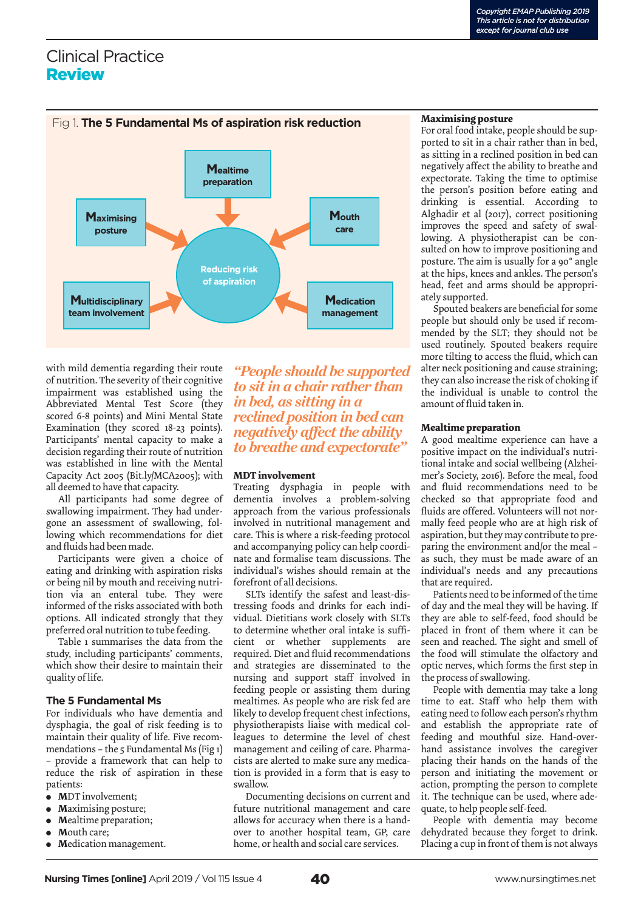Copyright EMAP Publishing 2019
This article is not for distribution except for journal club use

# Clinical Practice
## Review

**Fig 1. The 5 Fundamental Ms of aspiration risk reduction**

Mealtime preparation; Mouth care; Medication management; Multidisciplinary team involvement; Maximising posture → Reducing risk of aspiration

with mild dementia regarding their route of nutrition. The severity of their cognitive impairment was established using the Abbreviated Mental Test Score (they scored 6-8 points) and Mini Mental State Examination (they scored 18-23 points). Participants' mental capacity to make a decision regarding their route of nutrition was established in line with the Mental Capacity Act 2005 (Bit.ly/MCA2005); with all deemed to have that capacity.

All participants had some degree of swallowing impairment. They had undergone an assessment of swallowing, following which recommendations for diet and fluids had been made.

Participants were given a choice of eating and drinking with aspiration risks or being nil by mouth and receiving nutrition via an enteral tube. They were informed of the risks associated with both options. All indicated strongly that they preferred oral nutrition to tube feeding.

Table 1 summarises the data from the study, including participants' comments, which show their desire to maintain their quality of life.

### The 5 Fundamental Ms

For individuals who have dementia and dysphagia, the goal of risk feeding is to maintain their quality of life. Five recommendations – the 5 Fundamental Ms (Fig 1) – provide a framework that can help to reduce the risk of aspiration in these patients:

- **M**DT involvement;
- **M**aximising posture;
- **M**ealtime preparation;
- **M**outh care;
- **M**edication management.

> *"People should be supported to sit in a chair rather than in bed, as sitting in a reclined position in bed can negatively affect the ability to breathe and expectorate"*

### MDT involvement

Treating dysphagia in people with dementia involves a problem-solving approach from the various professionals involved in nutritional management and care. This is where a risk-feeding protocol and accompanying policy can help coordinate and formalise team discussions. The individual's wishes should remain at the forefront of all decisions.

SLTs identify the safest and least-distressing foods and drinks for each individual. Dietitians work closely with SLTs to determine whether oral intake is sufficient or whether supplements are required. Diet and fluid recommendations and strategies are disseminated to the nursing and support staff involved in feeding people or assisting them during mealtimes. As people who are risk fed are likely to develop frequent chest infections, physiotherapists liaise with medical colleagues to determine the level of chest management and ceiling of care. Pharmacists are alerted to make sure any medication is provided in a form that is easy to swallow.

Documenting decisions on current and future nutritional management and care allows for accuracy when there is a handover to another hospital team, GP, care home, or health and social care services.

### Maximising posture

For oral food intake, people should be supported to sit in a chair rather than in bed, as sitting in a reclined position in bed can negatively affect the ability to breathe and expectorate. Taking the time to optimise the person's position before eating and drinking is essential. According to Alghadir et al (2017), correct positioning improves the speed and safety of swallowing. A physiotherapist can be consulted on how to improve positioning and posture. The aim is usually for a 90° angle at the hips, knees and ankles. The person's head, feet and arms should be appropriately supported.

Spouted beakers are beneficial for some people but should only be used if recommended by the SLT; they should not be used routinely. Spouted beakers require more tilting to access the fluid, which can alter neck positioning and cause straining; they can also increase the risk of choking if the individual is unable to control the amount of fluid taken in.

### Mealtime preparation

A good mealtime experience can have a positive impact on the individual's nutritional intake and social wellbeing (Alzheimer's Society, 2016). Before the meal, food and fluid recommendations need to be checked so that appropriate food and fluids are offered. Volunteers will not normally feed people who are at high risk of aspiration, but they may contribute to preparing the environment and/or the meal – as such, they must be made aware of an individual's needs and any precautions that are required.

Patients need to be informed of the time of day and the meal they will be having. If they are able to self-feed, food should be placed in front of them where it can be seen and reached. The sight and smell of the food will stimulate the olfactory and optic nerves, which form the first step in the process of swallowing.

People with dementia may take a long time to eat. Staff who help them with eating need to follow each person's rhythm and establish the appropriate rate of feeding and mouthful size. Hand-over-hand assistance involves the caregiver placing their hands on the hands of the person and initiating the movement or action, prompting the person to complete it. The technique can be used, where adequate, to help people self-feed.

People with dementia may become dehydrated because they forget to drink. Placing a cup in front of them is not always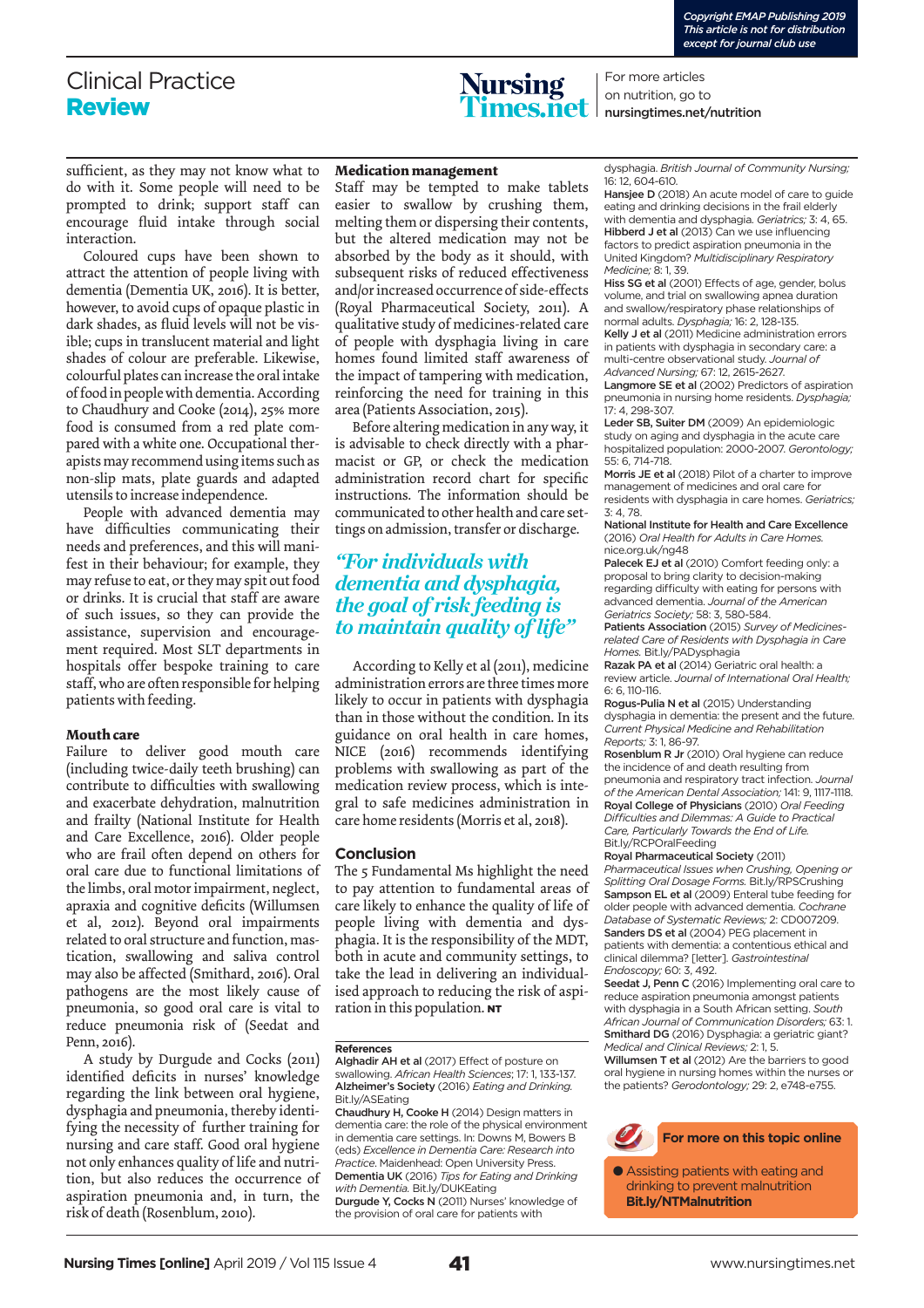sufficient, as they may not know what to do with it. Some people will need to be prompted to drink; support staff can encourage fluid intake through social interaction.

Coloured cups have been shown to attract the attention of people living with dementia (Dementia UK, 2016). It is better, however, to avoid cups of opaque plastic in dark shades, as fluid levels will not be visible; cups in translucent material and light shades of colour are preferable. Likewise, colourful plates can increase the oral intake of food in people with dementia. According to Chaudhury and Cooke (2014), 25% more food is consumed from a red plate compared with a white one. Occupational therapists may recommend using items such as non-slip mats, plate guards and adapted utensils to increase independence.

People with advanced dementia may have difficulties communicating their needs and preferences, and this will manifest in their behaviour; for example, they may refuse to eat, or they may spit out food or drinks. It is crucial that staff are aware of such issues, so they can provide the assistance, supervision and encouragement required. Most SLT departments in hospitals offer bespoke training to care staff, who are often responsible for helping patients with feeding.

### Mouth care

Failure to deliver good mouth care (including twice-daily teeth brushing) can contribute to difficulties with swallowing and exacerbate dehydration, malnutrition and frailty (National Institute for Health and Care Excellence, 2016). Older people who are frail often depend on others for oral care due to functional limitations of the limbs, oral motor impairment, neglect, apraxia and cognitive deficits (Willumsen et al, 2012). Beyond oral impairments related to oral structure and function, mastication, swallowing and saliva control may also be affected (Smithard, 2016). Oral pathogens are the most likely cause of pneumonia, so good oral care is vital to reduce pneumonia risk of (Seedat and Penn, 2016).

A study by Durgude and Cocks (2011) identified deficits in nurses' knowledge regarding the link between oral hygiene, dysphagia and pneumonia, thereby identifying the necessity of further training for nursing and care staff. Good oral hygiene not only enhances quality of life and nutrition, but also reduces the occurrence of aspiration pneumonia and, in turn, the risk of death (Rosenblum, 2010).

### Medication management

Staff may be tempted to make tablets easier to swallow by crushing them, melting them or dispersing their contents, but the altered medication may not be absorbed by the body as it should, with subsequent risks of reduced effectiveness and/or increased occurrence of side-effects (Royal Pharmaceutical Society, 2011). A qualitative study of medicines-related care of people with dysphagia living in care homes found limited staff awareness of the impact of tampering with medication, reinforcing the need for training in this area (Patients Association, 2015).

Before altering medication in any way, it is advisable to check directly with a pharmacist or GP, or check the medication administration record chart for specific instructions. The information should be communicated to other health and care settings on admission, transfer or discharge.

> *"For individuals with dementia and dysphagia, the goal of risk feeding is to maintain quality of life"*

According to Kelly et al (2011), medicine administration errors are three times more likely to occur in patients with dysphagia than in those without the condition. In its guidance on oral health in care homes, NICE (2016) recommends identifying problems with swallowing as part of the medication review process, which is integral to safe medicines administration in care home residents (Morris et al, 2018).

## Conclusion

The 5 Fundamental Ms highlight the need to pay attention to fundamental areas of care likely to enhance the quality of life of people living with dementia and dysphagia. It is the responsibility of the MDT, both in acute and community settings, to take the lead in delivering an individualised approach to reducing the risk of aspiration in this population. **NT**

### References

**Alghadir AH et al** (2017) Effect of posture on swallowing. *African Health Sciences*; 17: 1, 133-137.
**Alzheimer's Society** (2016) *Eating and Drinking.* Bit.ly/ASEating
**Chaudhury H, Cooke H** (2014) Design matters in dementia care: the role of the physical environment in dementia care settings. In: Downs M, Bowers B (eds) *Excellence in Dementia Care: Research into Practice.* Maidenhead: Open University Press.
**Dementia UK** (2016) *Tips for Eating and Drinking with Dementia.* Bit.ly/DUKEating
**Durgude Y, Cocks N** (2011) Nurses' knowledge of the provision of oral care for patients with dysphagia. *British Journal of Community Nursing;* 16: 12, 604-610.
**Hansjee D** (2018) An acute model of care to guide eating and drinking decisions in the frail elderly with dementia and dysphagia. *Geriatrics;* 3: 4, 65.
**Hibberd J et al** (2013) Can we use influencing factors to predict aspiration pneumonia in the United Kingdom? *Multidisciplinary Respiratory Medicine;* 8: 1, 39.
**Hiss SG et al** (2001) Effects of age, gender, bolus volume, and trial on swallowing apnea duration and swallow/respiratory phase relationships of normal adults. *Dysphagia;* 16: 2, 128-135.
**Kelly J et al** (2011) Medicine administration errors in patients with dysphagia in secondary care: a multi-centre observational study. *Journal of Advanced Nursing;* 67: 12, 2615-2627.
**Langmore SE et al** (2002) Predictors of aspiration pneumonia in nursing home residents. *Dysphagia;* 17: 4, 298-307.
**Leder SB, Suiter DM** (2009) An epidemiologic study on aging and dysphagia in the acute care hospitalized population: 2000-2007. *Gerontology;* 55: 6, 714-718.
**Morris JE et al** (2018) Pilot of a charter to improve management of medicines and oral care for residents with dysphagia in care homes. *Geriatrics;* 3: 4, 78.
**National Institute for Health and Care Excellence** (2016) *Oral Health for Adults in Care Homes.* nice.org.uk/ng48
**Palecek EJ et al** (2010) Comfort feeding only: a proposal to bring clarity to decision-making regarding difficulty with eating for persons with advanced dementia. *Journal of the American Geriatrics Society;* 58: 3, 580-584.
**Patients Association** (2015) *Survey of Medicines-related Care of Residents with Dysphagia in Care Homes.* Bit.ly/PADysphagia
**Razak PA et al** (2014) Geriatric oral health: a review article. *Journal of International Oral Health;* 6: 6, 110-116.
**Rogus-Pulia N et al** (2015) Understanding dysphagia in dementia: the present and the future. *Current Physical Medicine and Rehabilitation Reports;* 3: 1, 86-97.
**Rosenblum R Jr** (2010) Oral hygiene can reduce the incidence of and death resulting from pneumonia and respiratory tract infection. *Journal of the American Dental Association;* 141: 9, 1117-1118.
**Royal College of Physicians** (2010) *Oral Feeding Difficulties and Dilemmas: A Guide to Practical Care, Particularly Towards the End of Life.* Bit.ly/RCPOralFeeding
**Royal Pharmaceutical Society** (2011) *Pharmaceutical Issues when Crushing, Opening or Splitting Oral Dosage Forms.* Bit.ly/RPSCrushing
**Sampson EL et al** (2009) Enteral tube feeding for older people with advanced dementia. *Cochrane Database of Systematic Reviews;* 2: CD007209.
**Sanders DS et al** (2004) PEG placement in patients with dementia: a contentious ethical and clinical dilemma? [letter]. *Gastrointestinal Endoscopy;* 60: 3, 492.
**Seedat J, Penn C** (2016) Implementing oral care to reduce aspiration pneumonia amongst patients with dysphagia in a South African setting. *South African Journal of Communication Disorders;* 63: 1.
**Smithard DG** (2016) Dysphagia: a geriatric giant? *Medical and Clinical Reviews;* 2: 1, 5.
**Willumsen T et al** (2012) Are the barriers to good oral hygiene in nursing homes within the nurses or the patients? *Gerodontology;* 29: 2, e748-e755.

**For more on this topic online**

- Assisting patients with eating and drinking to prevent malnutrition **Bit.ly/NTMalnutrition**